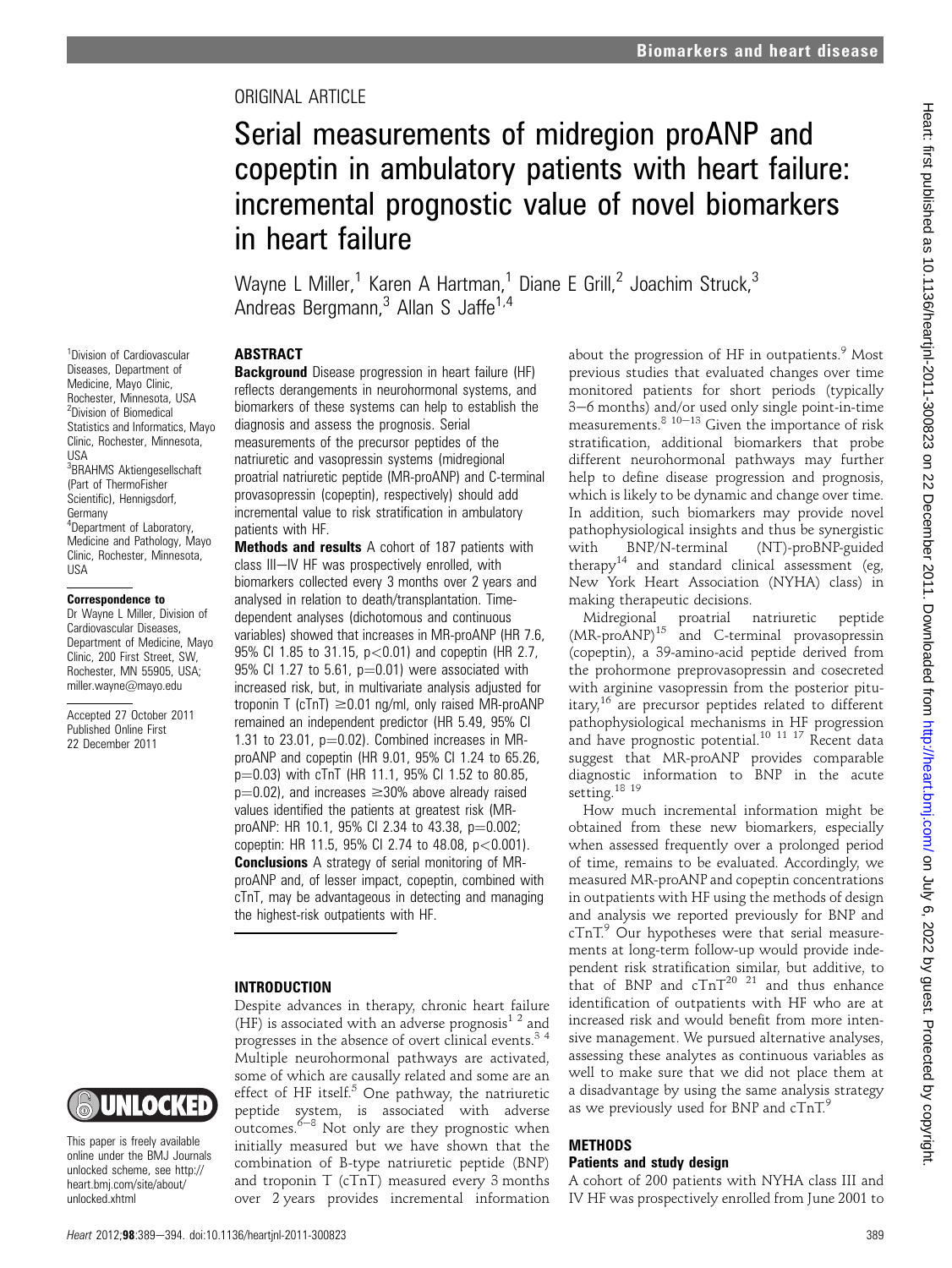ORIGINAL ARTICLE

# Serial measurements of midregion proANP and copeptin in ambulatory patients with heart failure: incremental prognostic value of novel biomarkers in heart failure

Wayne L Miller,[1] Karen A Hartman,[1] Diane E Grill,[2] Joachim Struck,[3] Andreas Bergmann,[3] Allan S Jaffe[1,4]

[1]Division of Cardiovascular Diseases, Department of Medicine, Mayo Clinic, Rochester, Minnesota, USA
[2]Division of Biomedical Statistics and Informatics, Mayo Clinic, Rochester, Minnesota, USA
[3]BRAHMS Aktiengesellschaft (Part of ThermoFisher Scientific), Hennigsdorf, Germany
[4]Department of Laboratory, Medicine and Pathology, Mayo Clinic, Rochester, Minnesota, USA

**Correspondence to**
Dr Wayne L Miller, Division of Cardiovascular Diseases, Department of Medicine, Mayo Clinic, 200 First Street, SW, Rochester, MN 55905, USA; miller.wayne@mayo.edu

Accepted 27 October 2011
Published Online First 22 December 2011

This paper is freely available online under the BMJ Journals unlocked scheme, see http://heart.bmj.com/site/about/unlocked.xhtml

## ABSTRACT

**Background** Disease progression in heart failure (HF) reflects derangements in neurohormonal systems, and biomarkers of these systems can help to establish the diagnosis and assess the prognosis. Serial measurements of the precursor peptides of the natriuretic and vasopressin systems (midregional proatrial natriuretic peptide (MR-proANP) and C-terminal provasopressin (copeptin), respectively) should add incremental value to risk stratification in ambulatory patients with HF.

**Methods and results** A cohort of 187 patients with class III–IV HF was prospectively enrolled, with biomarkers collected every 3 months over 2 years and analysed in relation to death/transplantation. Time-dependent analyses (dichotomous and continuous variables) showed that increases in MR-proANP (HR 7.6, 95% CI 1.85 to 31.15, $p<0.01$) and copeptin (HR 2.7, 95% CI 1.27 to 5.61, $p=0.01$) were associated with increased risk, but, in multivariate analysis adjusted for troponin T (cTnT) $\geq$0.01 ng/ml, only raised MR-proANP remained an independent predictor (HR 5.49, 95% CI 1.31 to 23.01, $p=0.02$). Combined increases in MR-proANP and copeptin (HR 9.01, 95% CI 1.24 to 65.26, $p=0.03$) with cTnT (HR 11.1, 95% CI 1.52 to 80.85, $p=0.02$), and increases $\geq$30% above already raised values identified the patients at greatest risk (MR-proANP: HR 10.1, 95% CI 2.34 to 43.38, $p=0.002$; copeptin: HR 11.5, 95% CI 2.74 to 48.08, $p<0.001$).

**Conclusions** A strategy of serial monitoring of MR-proANP and, of lesser impact, copeptin, combined with cTnT, may be advantageous in detecting and managing the highest-risk outpatients with HF.

## INTRODUCTION

Despite advances in therapy, chronic heart failure (HF) is associated with an adverse prognosis[1 2] and progresses in the absence of overt clinical events.[3 4] Multiple neurohormonal pathways are activated, some of which are causally related and some are an effect of HF itself.[5] One pathway, the natriuretic peptide system, is associated with adverse outcomes.[6–8] Not only are they prognostic when initially measured but we have shown that the combination of B-type natriuretic peptide (BNP) and troponin T (cTnT) measured every 3 months over 2 years provides incremental information about the progression of HF in outpatients.[9] Most previous studies that evaluated changes over time monitored patients for short periods (typically 3–6 months) and/or used only single point-in-time measurements.[8 10–13] Given the importance of risk stratification, additional biomarkers that probe different neurohormonal pathways may further help to define disease progression and prognosis, which is likely to be dynamic and change over time. In addition, such biomarkers may provide novel pathophysiological insights and thus be synergistic with BNP/N-terminal (NT)-proBNP-guided therapy[14] and standard clinical assessment (eg, New York Heart Association (NYHA) class) in making therapeutic decisions.

Midregional proatrial natriuretic peptide (MR-proANP)[15] and C-terminal provasopressin (copeptin), a 39-amino-acid peptide derived from the prohormone preprovasopressin and cosecreted with arginine vasopressin from the posterior pituitary,[16] are precursor peptides related to different pathophysiological mechanisms in HF progression and have prognostic potential.[10 11 17] Recent data suggest that MR-proANP provides comparable diagnostic information to BNP in the acute setting.[18 19]

How much incremental information might be obtained from these new biomarkers, especially when assessed frequently over a prolonged period of time, remains to be evaluated. Accordingly, we measured MR-proANP and copeptin concentrations in outpatients with HF using the methods of design and analysis we reported previously for BNP and cTnT.[9] Our hypotheses were that serial measurements at long-term follow-up would provide independent risk stratification similar, but additive, to that of BNP and cTnT[20 21] and thus enhance identification of outpatients with HF who are at increased risk and would benefit from more intensive management. We pursued alternative analyses, assessing these analytes as continuous variables as well to make sure that we did not place them at a disadvantage by using the same analysis strategy as we previously used for BNP and cTnT.[9]

## METHODS

### Patients and study design

A cohort of 200 patients with NYHA class III and IV HF was prospectively enrolled from June 2001 to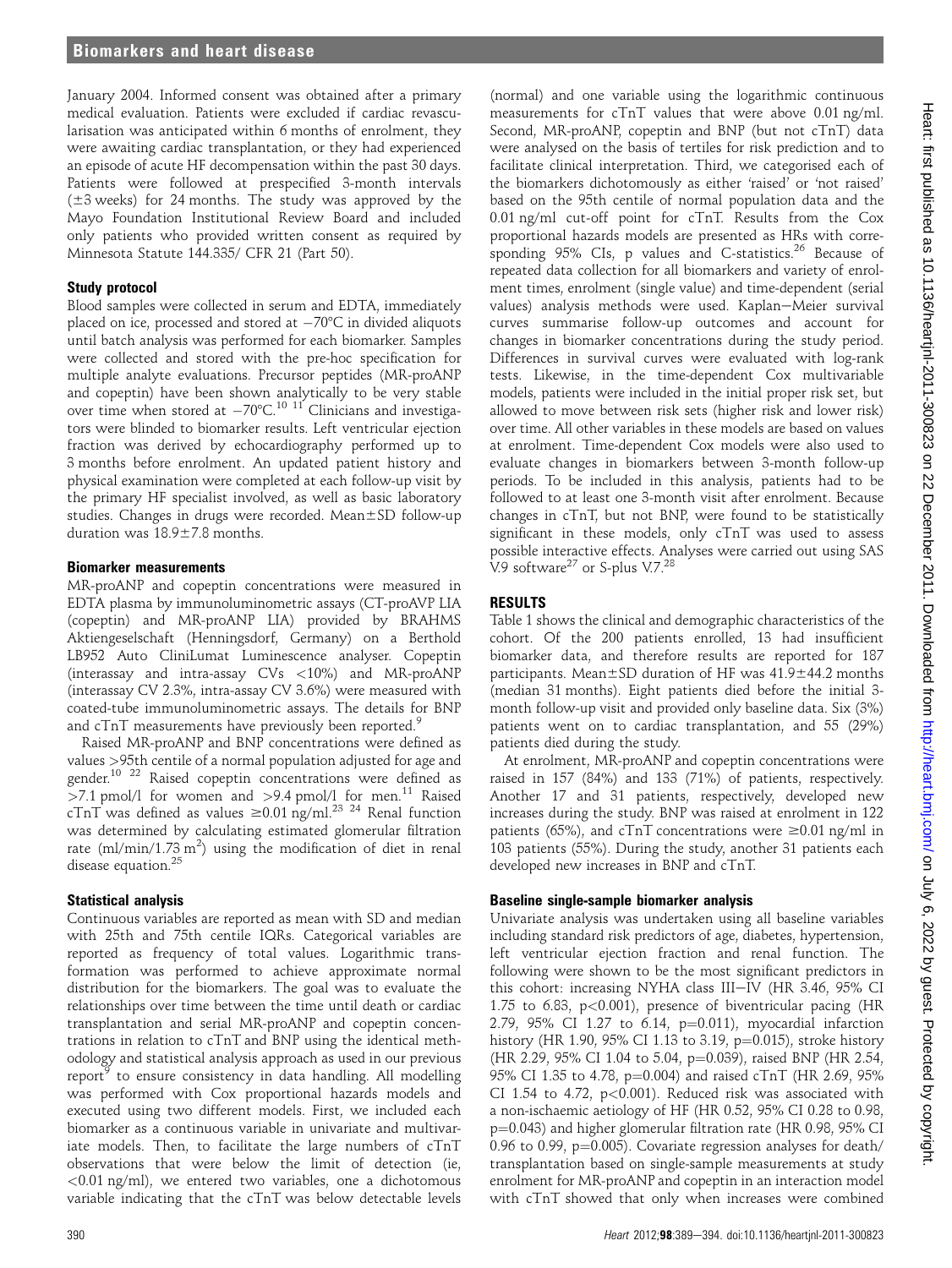January 2004. Informed consent was obtained after a primary medical evaluation. Patients were excluded if cardiac revascularisation was anticipated within 6 months of enrolment, they were awaiting cardiac transplantation, or they had experienced an episode of acute HF decompensation within the past 30 days. Patients were followed at prespecified 3-month intervals (±3 weeks) for 24 months. The study was approved by the Mayo Foundation Institutional Review Board and included only patients who provided written consent as required by Minnesota Statute 144.335/ CFR 21 (Part 50).

### Study protocol

Blood samples were collected in serum and EDTA, immediately placed on ice, processed and stored at −70°C in divided aliquots until batch analysis was performed for each biomarker. Samples were collected and stored with the pre-hoc specification for multiple analyte evaluations. Precursor peptides (MR-proANP and copeptin) have been shown analytically to be very stable over time when stored at −70°C.[10 11] Clinicians and investigators were blinded to biomarker results. Left ventricular ejection fraction was derived by echocardiography performed up to 3 months before enrolment. An updated patient history and physical examination were completed at each follow-up visit by the primary HF specialist involved, as well as basic laboratory studies. Changes in drugs were recorded. Mean±SD follow-up duration was 18.9±7.8 months.

### Biomarker measurements

MR-proANP and copeptin concentrations were measured in EDTA plasma by immunoluminometric assays (CT-proAVP LIA (copeptin) and MR-proANP LIA) provided by BRAHMS Aktiengesellschaft (Henningsdorf, Germany) on a Berthold LB952 Auto CliniLumat Luminescence analyser. Copeptin (interassay and intra-assay CVs <10%) and MR-proANP (interassay CV 2.3%, intra-assay CV 3.6%) were measured with coated-tube immunoluminometric assays. The details for BNP and cTnT measurements have previously been reported.[9]

Raised MR-proANP and BNP concentrations were defined as values >95th centile of a normal population adjusted for age and gender.[10 22] Raised copeptin concentrations were defined as >7.1 pmol/l for women and >9.4 pmol/l for men.[11] Raised cTnT was defined as values ≥0.01 ng/ml.[23 24] Renal function was determined by calculating estimated glomerular filtration rate (ml/min/1.73 $m^2$) using the modification of diet in renal disease equation.[25]

### Statistical analysis

Continuous variables are reported as mean with SD and median with 25th and 75th centile IQRs. Categorical variables are reported as frequency of total values. Logarithmic transformation was performed to achieve approximate normal distribution for the biomarkers. The goal was to evaluate the relationships over time between the time until death or cardiac transplantation and serial MR-proANP and copeptin concentrations in relation to cTnT and BNP using the identical methodology and statistical analysis approach as used in our previous report[9] to ensure consistency in data handling. All modelling was performed with Cox proportional hazards models and executed using two different models. First, we included each biomarker as a continuous variable in univariate and multivariate models. Then, to facilitate the large numbers of cTnT observations that were below the limit of detection (ie, <0.01 ng/ml), we entered two variables, one a dichotomous variable indicating that the cTnT was below detectable levels (normal) and one variable using the logarithmic continuous measurements for cTnT values that were above 0.01 ng/ml. Second, MR-proANP, copeptin and BNP (but not cTnT) data were analysed on the basis of tertiles for risk prediction and to facilitate clinical interpretation. Third, we categorised each of the biomarkers dichotomously as either 'raised' or 'not raised' based on the 95th centile of normal population data and the 0.01 ng/ml cut-off point for cTnT. Results from the Cox proportional hazards models are presented as HRs with corresponding 95% CIs, p values and C-statistics.[26] Because of repeated data collection for all biomarkers and variety of enrolment times, enrolment (single value) and time-dependent (serial values) analysis methods were used. Kaplan–Meier survival curves summarise follow-up outcomes and account for changes in biomarker concentrations during the study period. Differences in survival curves were evaluated with log-rank tests. Likewise, in the time-dependent Cox multivariable models, patients were included in the initial proper risk set, but allowed to move between risk sets (higher risk and lower risk) over time. All other variables in these models are based on values at enrolment. Time-dependent Cox models were also used to evaluate changes in biomarkers between 3-month follow-up periods. To be included in this analysis, patients had to be followed to at least one 3-month visit after enrolment. Because changes in cTnT, but not BNP, were found to be statistically significant in these models, only cTnT was used to assess possible interactive effects. Analyses were carried out using SAS V.9 software[27] or S-plus V.7.[28]

## RESULTS

Table 1 shows the clinical and demographic characteristics of the cohort. Of the 200 patients enrolled, 13 had insufficient biomarker data, and therefore results are reported for 187 participants. Mean±SD duration of HF was 41.9±44.2 months (median 31 months). Eight patients died before the initial 3-month follow-up visit and provided only baseline data. Six (3%) patients went on to cardiac transplantation, and 55 (29%) patients died during the study.

At enrolment, MR-proANP and copeptin concentrations were raised in 157 (84%) and 133 (71%) of patients, respectively. Another 17 and 31 patients, respectively, developed new increases during the study. BNP was raised at enrolment in 122 patients (65%), and cTnT concentrations were ≥0.01 ng/ml in 103 patients (55%). During the study, another 31 patients each developed new increases in BNP and cTnT.

### Baseline single-sample biomarker analysis

Univariate analysis was undertaken using all baseline variables including standard risk predictors of age, diabetes, hypertension, left ventricular ejection fraction and renal function. The following were shown to be the most significant predictors in this cohort: increasing NYHA class III–IV (HR 3.46, 95% CI 1.75 to 6.83, $p<0.001$), presence of biventricular pacing (HR 2.79, 95% CI 1.27 to 6.14, $p=0.011$), myocardial infarction history (HR 1.90, 95% CI 1.13 to 3.19, $p=0.015$), stroke history (HR 2.29, 95% CI 1.04 to 5.04, $p=0.039$), raised BNP (HR 2.54, 95% CI 1.35 to 4.78, $p=0.004$) and raised cTnT (HR 2.69, 95% CI 1.54 to 4.72, $p<0.001$). Reduced risk was associated with a non-ischaemic aetiology of HF (HR 0.52, 95% CI 0.28 to 0.98, $p=0.043$) and higher glomerular filtration rate (HR 0.98, 95% CI 0.96 to 0.99, $p=0.005$). Covariate regression analyses for death/transplantation based on single-sample measurements at study enrolment for MR-proANP and copeptin in an interaction model with cTnT showed that only when increases were combined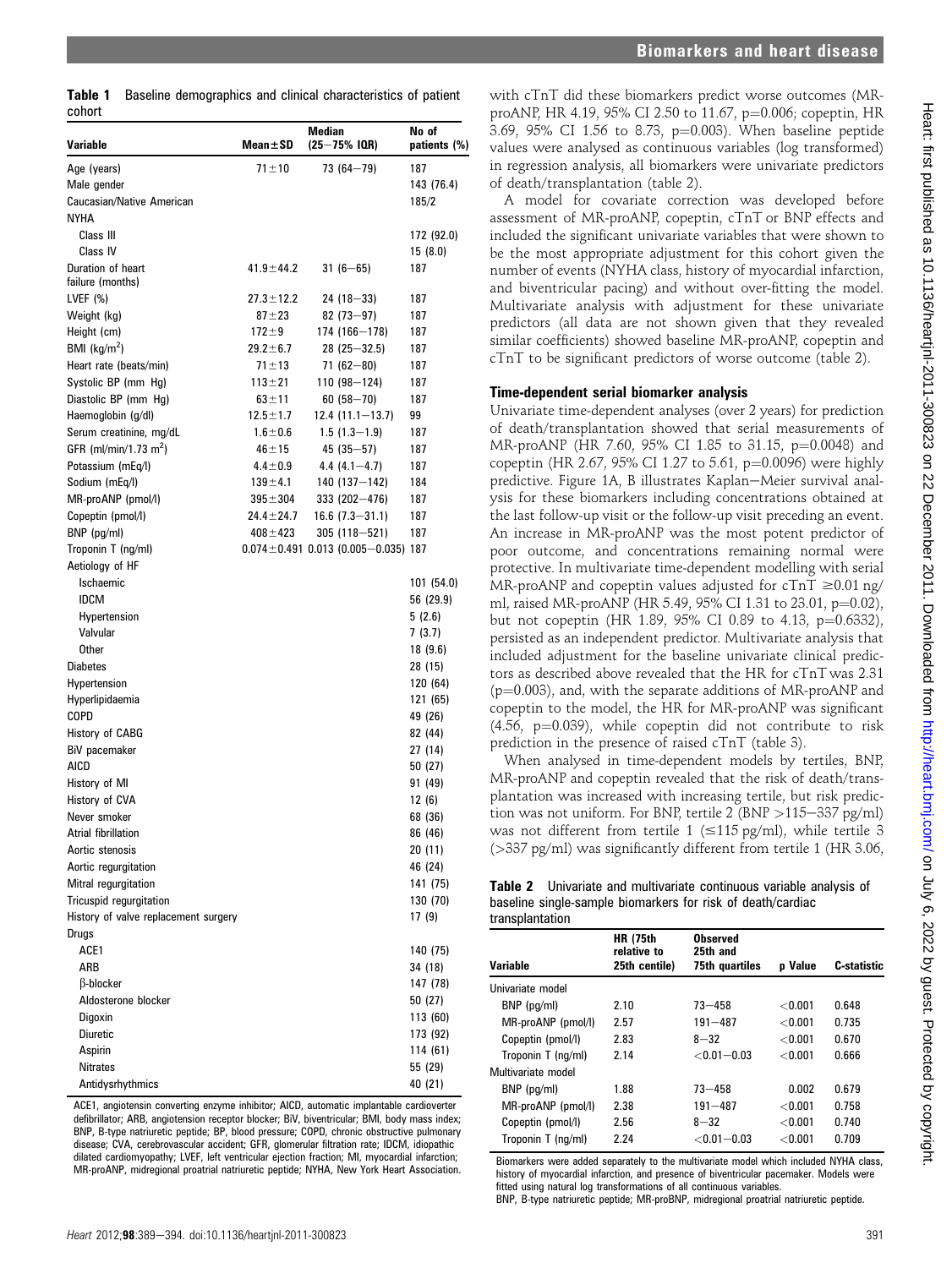**Table 1** Baseline demographics and clinical characteristics of patient cohort

| Variable | Mean±SD | Median (25–75% IQR) | No of patients (%) |
|---|---|---|---|
| Age (years) | 71±10 | 73 (64–79) | 187 |
| Male gender | | | 143 (76.4) |
| Caucasian/Native American | | | 185/2 |
| NYHA | | | |
| Class III | | | 172 (92.0) |
| Class IV | | | 15 (8.0) |
| Duration of heart failure (months) | 41.9±44.2 | 31 (6–65) | 187 |
| LVEF (%) | 27.3±12.2 | 24 (18–33) | 187 |
| Weight (kg) | 87±23 | 82 (73–97) | 187 |
| Height (cm) | 172±9 | 174 (166–178) | 187 |
| BMI (kg/m$^2$) | 29.2±6.7 | 28 (25–32.5) | 187 |
| Heart rate (beats/min) | 71±13 | 71 (62–80) | 187 |
| Systolic BP (mm Hg) | 113±21 | 110 (98–124) | 187 |
| Diastolic BP (mm Hg) | 63±11 | 60 (58–70) | 187 |
| Haemoglobin (g/dl) | 12.5±1.7 | 12.4 (11.1–13.7) | 99 |
| Serum creatinine, mg/dL | 1.6±0.6 | 1.5 (1.3–1.9) | 187 |
| GFR (ml/min/1.73 m$^2$) | 46±15 | 45 (35–57) | 187 |
| Potassium (mEq/l) | 4.4±0.9 | 4.4 (4.1–4.7) | 187 |
| Sodium (mEq/l) | 139±4.1 | 140 (137–142) | 184 |
| MR-proANP (pmol/l) | 395±304 | 333 (202–476) | 187 |
| Copeptin (pmol/l) | 24.4±24.7 | 16.6 (7.3–31.1) | 187 |
| BNP (pg/ml) | 408±423 | 305 (118–521) | 187 |
| Troponin T (ng/ml) | 0.074±0.491 | 0.013 (0.005–0.035) | 187 |
| Aetiology of HF | | | |
| Ischaemic | | | 101 (54.0) |
| IDCM | | | 56 (29.9) |
| Hypertension | | | 5 (2.6) |
| Valvular | | | 7 (3.7) |
| Other | | | 18 (9.6) |
| Diabetes | | | 28 (15) |
| Hypertension | | | 120 (64) |
| Hyperlipidaemia | | | 121 (65) |
| COPD | | | 49 (26) |
| History of CABG | | | 82 (44) |
| BiV pacemaker | | | 27 (14) |
| AICD | | | 50 (27) |
| History of MI | | | 91 (49) |
| History of CVA | | | 12 (6) |
| Never smoker | | | 68 (36) |
| Atrial fibrillation | | | 86 (46) |
| Aortic stenosis | | | 20 (11) |
| Aortic regurgitation | | | 46 (24) |
| Mitral regurgitation | | | 141 (75) |
| Tricuspid regurgitation | | | 130 (70) |
| History of valve replacement surgery | | | 17 (9) |
| Drugs | | | |
| ACE1 | | | 140 (75) |
| ARB | | | 34 (18) |
| β-blocker | | | 147 (78) |
| Aldosterone blocker | | | 50 (27) |
| Digoxin | | | 113 (60) |
| Diuretic | | | 173 (92) |
| Aspirin | | | 114 (61) |
| Nitrates | | | 55 (29) |
| Antidysrhythmics | | | 40 (21) |

ACE1, angiotensin converting enzyme inhibitor; AICD, automatic implantable cardioverter defibrillator; ARB, angiotension receptor blocker; BiV, biventricular; BMI, body mass index; BNP, B-type natriuretic peptide; BP, blood pressure; COPD, chronic obstructive pulmonary disease; CVA, cerebrovascular accident; GFR, glomerular filtration rate; IDCM, idiopathic dilated cardiomyopathy; LVEF, left ventricular ejection fraction; MI, myocardial infarction; MR-proANP, midregional proatrial natriuretic peptide; NYHA, New York Heart Association.

with cTnT did these biomarkers predict worse outcomes (MR-proANP, HR 4.19, 95% CI 2.50 to 11.67, p=0.006; copeptin, HR 3.69, 95% CI 1.56 to 8.73, p=0.003). When baseline peptide values were analysed as continuous variables (log transformed) in regression analysis, all biomarkers were univariate predictors of death/transplantation (table 2).

A model for covariate correction was developed before assessment of MR-proANP, copeptin, cTnT or BNP effects and included the significant univariate variables that were shown to be the most appropriate adjustment for this cohort given the number of events (NYHA class, history of myocardial infarction, and biventricular pacing) and without over-fitting the model. Multivariate analysis with adjustment for these univariate predictors (all data are not shown given that they revealed similar coefficients) showed baseline MR-proANP, copeptin and cTnT to be significant predictors of worse outcome (table 2).

### Time-dependent serial biomarker analysis

Univariate time-dependent analyses (over 2 years) for prediction of death/transplantation showed that serial measurements of MR-proANP (HR 7.60, 95% CI 1.85 to 31.15, p=0.0048) and copeptin (HR 2.67, 95% CI 1.27 to 5.61, p=0.0096) were highly predictive. Figure 1A, B illustrates Kaplan–Meier survival analysis for these biomarkers including concentrations obtained at the last follow-up visit or the follow-up visit preceding an event. An increase in MR-proANP was the most potent predictor of poor outcome, and concentrations remaining normal were protective. In multivariate time-dependent modelling with serial MR-proANP and copeptin values adjusted for cTnT ≥0.01 ng/ml, raised MR-proANP (HR 5.49, 95% CI 1.31 to 23.01, p=0.02), but not copeptin (HR 1.89, 95% CI 0.89 to 4.13, p=0.6332), persisted as an independent predictor. Multivariate analysis that included adjustment for the baseline univariate clinical predictors as described above revealed that the HR for cTnT was 2.31 (p=0.003), and, with the separate additions of MR-proANP and copeptin to the model, the HR for MR-proANP was significant (4.56, p=0.039), while copeptin did not contribute to risk prediction in the presence of raised cTnT (table 3).

When analysed in time-dependent models by tertiles, BNP, MR-proANP and copeptin revealed that the risk of death/transplantation was increased with increasing tertile, but risk prediction was not uniform. For BNP, tertile 2 (BNP >115–337 pg/ml) was not different from tertile 1 (≤115 pg/ml), while tertile 3 (>337 pg/ml) was significantly different from tertile 1 (HR 3.06,

**Table 2** Univariate and multivariate continuous variable analysis of baseline single-sample biomarkers for risk of death/cardiac transplantation

| Variable | HR (75th relative to 25th centile) | Observed 25th and 75th quartiles | p Value | C-statistic |
|---|---|---|---|---|
| Univariate model | | | | |
| BNP (pg/ml) | 2.10 | 73–458 | <0.001 | 0.648 |
| MR-proANP (pmol/l) | 2.57 | 191–487 | <0.001 | 0.735 |
| Copeptin (pmol/l) | 2.83 | 8–32 | <0.001 | 0.670 |
| Troponin T (ng/ml) | 2.14 | <0.01–0.03 | <0.001 | 0.666 |
| Multivariate model | | | | |
| BNP (pg/ml) | 1.88 | 73–458 | 0.002 | 0.679 |
| MR-proANP (pmol/l) | 2.38 | 191–487 | <0.001 | 0.758 |
| Copeptin (pmol/l) | 2.56 | 8–32 | <0.001 | 0.740 |
| Troponin T (ng/ml) | 2.24 | <0.01–0.03 | <0.001 | 0.709 |

Biomarkers were added separately to the multivariate model which included NYHA class, history of myocardial infarction, and presence of biventricular pacemaker. Models were fitted using natural log transformations of all continuous variables.
BNP, B-type natriuretic peptide; MR-proBNP, midregional proatrial natriuretic peptide.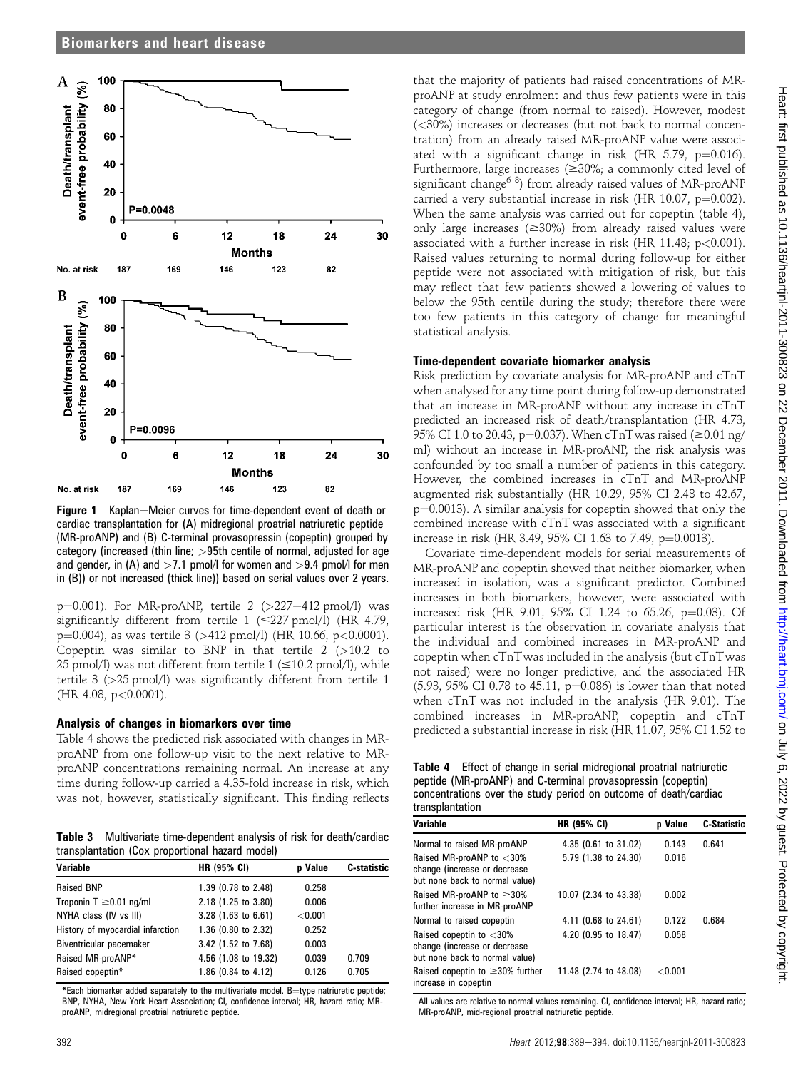Figure 1 Kaplan–Meier curves for time-dependent event of death or cardiac transplantation for (A) midregional proatrial natriuretic peptide (MR-proANP) and (B) C-terminal provasopressin (copeptin) grouped by category (increased (thin line; >95th centile of normal, adjusted for age and gender, in (A) and >7.1 pmol/l for women and >9.4 pmol/l for men in (B)) or not increased (thick line)) based on serial values over 2 years.

p=0.001). For MR-proANP, tertile 2 (>227–412 pmol/l) was significantly different from tertile 1 (≤227 pmol/l) (HR 4.79, p=0.004), as was tertile 3 (>412 pmol/l) (HR 10.66, p<0.0001). Copeptin was similar to BNP in that tertile 2 (>10.2 to 25 pmol/l) was not different from tertile 1 (≤10.2 pmol/l), while tertile 3 (>25 pmol/l) was significantly different from tertile 1 (HR 4.08, p<0.0001).

### Analysis of changes in biomarkers over time

Table 4 shows the predicted risk associated with changes in MR-proANP from one follow-up visit to the next relative to MR-proANP concentrations remaining normal. An increase at any time during follow-up carried a 4.35-fold increase in risk, which was not, however, statistically significant. This finding reflects that the majority of patients had raised concentrations of MR-proANP at study enrolment and thus few patients were in this category of change (from normal to raised). However, modest (<30%) increases or decreases (but not back to normal concentration) from an already raised MR-proANP value were associated with a significant change in risk (HR 5.79, p=0.016). Furthermore, large increases (≥30%; a commonly cited level of significant change[6 8]) from already raised values of MR-proANP carried a very substantial increase in risk (HR 10.07, p=0.002). When the same analysis was carried out for copeptin (table 4), only large increases (≥30%) from already raised values were associated with a further increase in risk (HR 11.48; p<0.001). Raised values returning to normal during follow-up for either peptide were not associated with mitigation of risk, but this may reflect that few patients showed a lowering of values to below the 95th centile during the study; therefore there were too few patients in this category of change for meaningful statistical analysis.

**Table 3** Multivariate time-dependent analysis of risk for death/cardiac transplantation (Cox proportional hazard model)

| Variable | HR (95% CI) | p Value | C-statistic |
|---|---|---|---|
| Raised BNP | 1.39 (0.78 to 2.48) | 0.258 | |
| Troponin T ≥0.01 ng/ml | 2.18 (1.25 to 3.80) | 0.006 | |
| NYHA class (IV vs III) | 3.28 (1.63 to 6.61) | <0.001 | |
| History of myocardial infarction | 1.36 (0.80 to 2.32) | 0.252 | |
| Biventricular pacemaker | 3.42 (1.52 to 7.68) | 0.003 | |
| Raised MR-proANP* | 4.56 (1.08 to 19.32) | 0.039 | 0.709 |
| Raised copeptin* | 1.86 (0.84 to 4.12) | 0.126 | 0.705 |

*Each biomarker added separately to the multivariate model. B=type natriuretic peptide; BNP, NYHA, New York Heart Association; CI, confidence interval; HR, hazard ratio; MR-proANP, midregional proatrial natriuretic peptide.

### Time-dependent covariate biomarker analysis

Risk prediction by covariate analysis for MR-proANP and cTnT when analysed for any time point during follow-up demonstrated that an increase in MR-proANP without any increase in cTnT predicted an increased risk of death/transplantation (HR 4.73, 95% CI 1.0 to 20.43, p=0.037). When cTnT was raised (≥0.01 ng/ml) without an increase in MR-proANP, the risk analysis was confounded by too small a number of patients in this category. However, the combined increases in cTnT and MR-proANP augmented risk substantially (HR 10.29, 95% CI 2.48 to 42.67, p=0.0013). A similar analysis for copeptin showed that only the combined increase with cTnT was associated with a significant increase in risk (HR 3.49, 95% CI 1.63 to 7.49, p=0.0013).

Covariate time-dependent models for serial measurements of MR-proANP and copeptin showed that neither biomarker, when increased in isolation, was a significant predictor. Combined increases in both biomarkers, however, were associated with increased risk (HR 9.01, 95% CI 1.24 to 65.26, p=0.03). Of particular interest is the observation in covariate analysis that the individual and combined increases in MR-proANP and copeptin when cTnT was included in the analysis (but cTnT was not raised) were no longer predictive, and the associated HR (5.93, 95% CI 0.78 to 45.11, p=0.086) is lower than that noted when cTnT was not included in the analysis (HR 9.01). The combined increases in MR-proANP, copeptin and cTnT predicted a substantial increase in risk (HR 11.07, 95% CI 1.52 to

**Table 4** Effect of change in serial midregional proatrial natriuretic peptide (MR-proANP) and C-terminal provasopressin (copeptin) concentrations over the study period on outcome of death/cardiac transplantation

| Variable | HR (95% CI) | p Value | C-Statistic |
|---|---|---|---|
| Normal to raised MR-proANP | 4.35 (0.61 to 31.02) | 0.143 | 0.641 |
| Raised MR-proANP to <30% change (increase or decrease but none back to normal value) | 5.79 (1.38 to 24.30) | 0.016 | |
| Raised MR-proANP to ≥30% further increase in MR-proANP | 10.07 (2.34 to 43.38) | 0.002 | |
| Normal to raised copeptin | 4.11 (0.68 to 24.61) | 0.122 | 0.684 |
| Raised copeptin to <30% change (increase or decrease but none back to normal value) | 4.20 (0.95 to 18.47) | 0.058 | |
| Raised copeptin to ≥30% further increase in copeptin | 11.48 (2.74 to 48.08) | <0.001 | |

All values are relative to normal values remaining. CI, confidence interval; HR, hazard ratio; MR-proANP, mid-regional proatrial natriuretic peptide.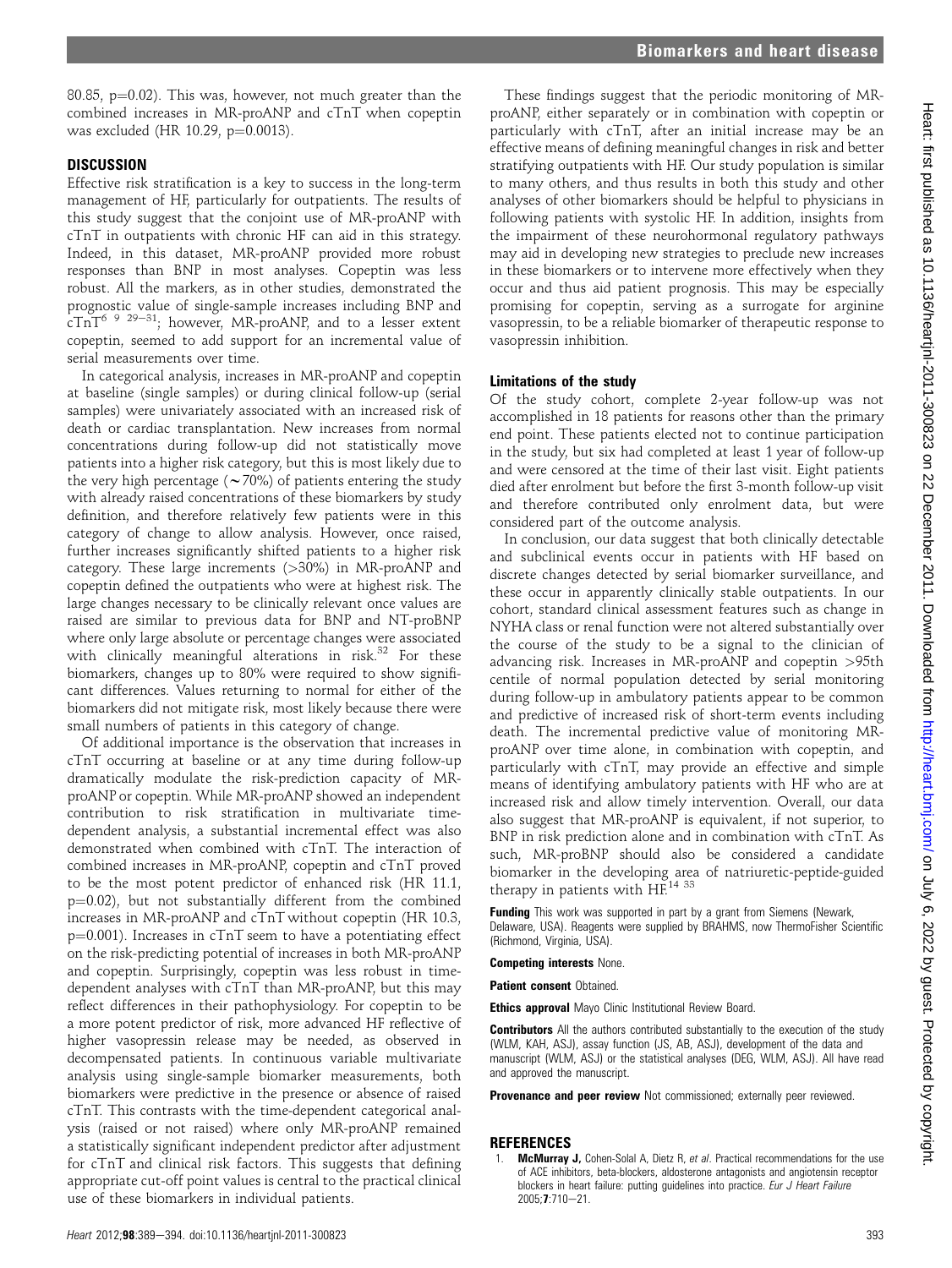80.85, p=0.02). This was, however, not much greater than the combined increases in MR-proANP and cTnT when copeptin was excluded (HR 10.29, p=0.0013).

## DISCUSSION

Effective risk stratification is a key to success in the long-term management of HF, particularly for outpatients. The results of this study suggest that the conjoint use of MR-proANP with cTnT in outpatients with chronic HF can aid in this strategy. Indeed, in this dataset, MR-proANP provided more robust responses than BNP in most analyses. Copeptin was less robust. All the markers, as in other studies, demonstrated the prognostic value of single-sample increases including BNP and cTnT[6 9 29–31]; however, MR-proANP, and to a lesser extent copeptin, seemed to add support for an incremental value of serial measurements over time.

In categorical analysis, increases in MR-proANP and copeptin at baseline (single samples) or during clinical follow-up (serial samples) were univariately associated with an increased risk of death or cardiac transplantation. New increases from normal concentrations during follow-up did not statistically move patients into a higher risk category, but this is most likely due to the very high percentage (~70%) of patients entering the study with already raised concentrations of these biomarkers by study definition, and therefore relatively few patients were in this category of change to allow analysis. However, once raised, further increases significantly shifted patients to a higher risk category. These large increments (>30%) in MR-proANP and copeptin defined the outpatients who were at highest risk. The large changes necessary to be clinically relevant once values are raised are similar to previous data for BNP and NT-proBNP where only large absolute or percentage changes were associated with clinically meaningful alterations in risk.[32] For these biomarkers, changes up to 80% were required to show significant differences. Values returning to normal for either of the biomarkers did not mitigate risk, most likely because there were small numbers of patients in this category of change.

Of additional importance is the observation that increases in cTnT occurring at baseline or at any time during follow-up dramatically modulate the risk-prediction capacity of MR-proANP or copeptin. While MR-proANP showed an independent contribution to risk stratification in multivariate time-dependent analysis, a substantial incremental effect was also demonstrated when combined with cTnT. The interaction of combined increases in MR-proANP, copeptin and cTnT proved to be the most potent predictor of enhanced risk (HR 11.1, p=0.02), but not substantially different from the combined increases in MR-proANP and cTnT without copeptin (HR 10.3, p=0.001). Increases in cTnT seem to have a potentiating effect on the risk-predicting potential of increases in both MR-proANP and copeptin. Surprisingly, copeptin was less robust in time-dependent analyses with cTnT than MR-proANP, but this may reflect differences in their pathophysiology. For copeptin to be a more potent predictor of risk, more advanced HF reflective of higher vasopressin release may be needed, as observed in decompensated patients. In continuous variable multivariate analysis using single-sample biomarker measurements, both biomarkers were predictive in the presence or absence of raised cTnT. This contrasts with the time-dependent categorical analysis (raised or not raised) where only MR-proANP remained a statistically significant independent predictor after adjustment for cTnT and clinical risk factors. This suggests that defining appropriate cut-off point values is central to the practical clinical use of these biomarkers in individual patients.

These findings suggest that the periodic monitoring of MR-proANP, either separately or in combination with copeptin or particularly with cTnT, after an initial increase may be an effective means of defining meaningful changes in risk and better stratifying outpatients with HF. Our study population is similar to many others, and thus results in both this study and other analyses of other biomarkers should be helpful to physicians in following patients with systolic HF. In addition, insights from the impairment of these neurohormonal regulatory pathways may aid in developing new strategies to preclude new increases in these biomarkers or to intervene more effectively when they occur and thus aid patient prognosis. This may be especially promising for copeptin, serving as a surrogate for arginine vasopressin, to be a reliable biomarker of therapeutic response to vasopressin inhibition.

### Limitations of the study

Of the study cohort, complete 2-year follow-up was not accomplished in 18 patients for reasons other than the primary end point. These patients elected not to continue participation in the study, but six had completed at least 1 year of follow-up and were censored at the time of their last visit. Eight patients died after enrolment but before the first 3-month follow-up visit and therefore contributed only enrolment data, but were considered part of the outcome analysis.

In conclusion, our data suggest that both clinically detectable and subclinical events occur in patients with HF based on discrete changes detected by serial biomarker surveillance, and these occur in apparently clinically stable outpatients. In our cohort, standard clinical assessment features such as change in NYHA class or renal function were not altered substantially over the course of the study to be a signal to the clinician of advancing risk. Increases in MR-proANP and copeptin >95th centile of normal population detected by serial monitoring during follow-up in ambulatory patients appear to be common and predictive of increased risk of short-term events including death. The incremental predictive value of monitoring MR-proANP over time alone, in combination with copeptin, and particularly with cTnT, may provide an effective and simple means of identifying ambulatory patients with HF who are at increased risk and allow timely intervention. Overall, our data also suggest that MR-proANP is equivalent, if not superior, to BNP in risk prediction alone and in combination with cTnT. As such, MR-proBNP should also be considered a candidate biomarker in the developing area of natriuretic-peptide-guided therapy in patients with HF.[14 33]

**Funding** This work was supported in part by a grant from Siemens (Newark, Delaware, USA). Reagents were supplied by BRAHMS, now ThermoFisher Scientific (Richmond, Virginia, USA).

**Competing interests** None.

**Patient consent** Obtained.

**Ethics approval** Mayo Clinic Institutional Review Board.

**Contributors** All the authors contributed substantially to the execution of the study (WLM, KAH, ASJ), assay function (JS, AB, ASJ), development of the data and manuscript (WLM, ASJ) or the statistical analyses (DEG, WLM, ASJ). All have read and approved the manuscript.

**Provenance and peer review** Not commissioned; externally peer reviewed.

## REFERENCES

1. **McMurray J**, Cohen-Solal A, Dietz R, *et al*. Practical recommendations for the use of ACE inhibitors, beta-blockers, aldosterone antagonists and angiotensin receptor blockers in heart failure: putting guidelines into practice. *Eur J Heart Failure* 2005;**7**:710–21.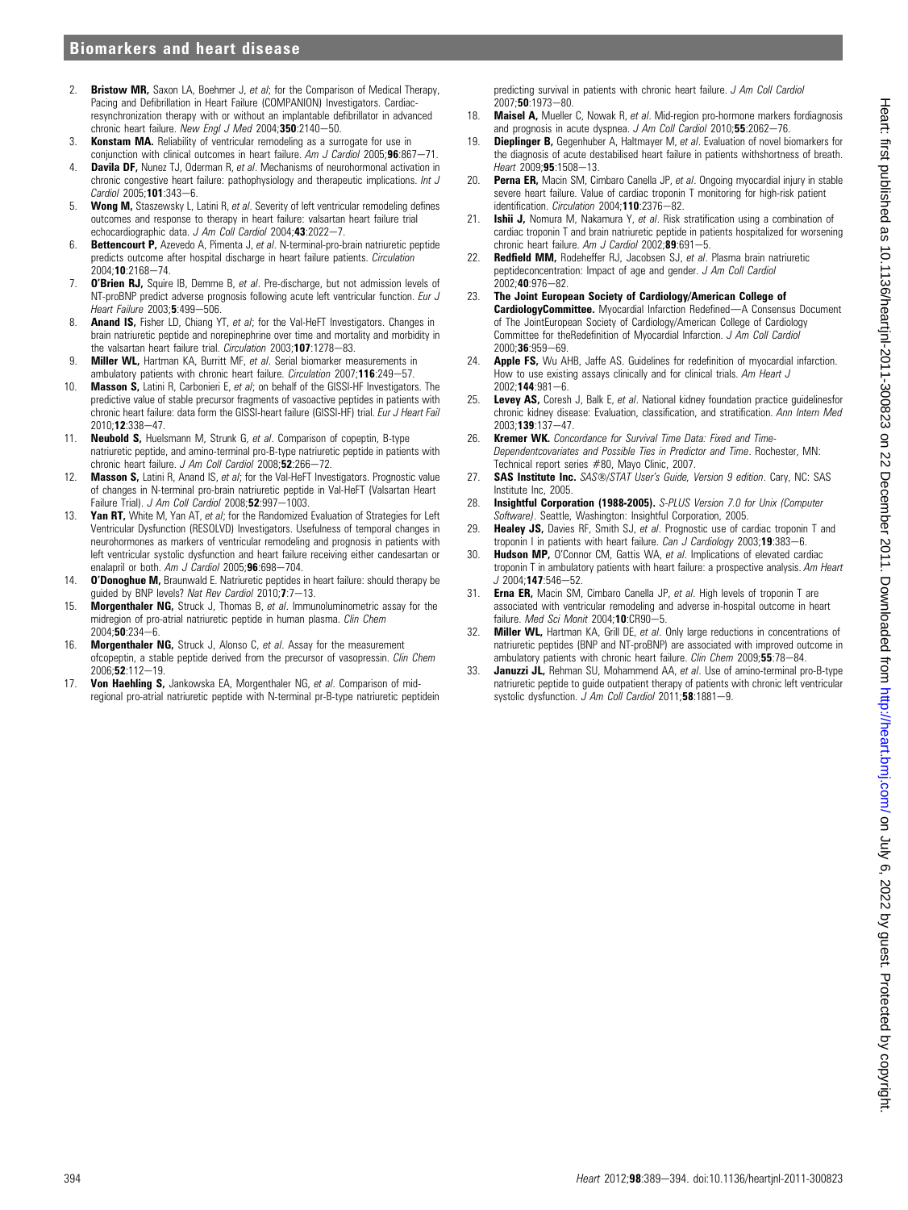2. **Bristow MR,** Saxon LA, Boehmer J, *et al*; for the Comparison of Medical Therapy, Pacing and Defibrillation in Heart Failure (COMPANION) Investigators. Cardiac-resynchronization therapy with or without an implantable defibrillator in advanced chronic heart failure. *New Engl J Med* 2004;**350**:2140–50.
3. **Konstam MA.** Reliability of ventricular remodeling as a surrogate for use in conjunction with clinical outcomes in heart failure. *Am J Cardiol* 2005;**96**:867–71.
4. **Davila DF,** Nunez TJ, Oderman R, *et al*. Mechanisms of neurohormonal activation in chronic congestive heart failure: pathophysiology and therapeutic implications. *Int J Cardiol* 2005;**101**:343–6.
5. **Wong M,** Staszewsky L, Latini R, *et al*. Severity of left ventricular remodeling defines outcomes and response to therapy in heart failure: valsartan heart failure trial echocardiographic data. *J Am Coll Cardiol* 2004;**43**:2022–7.
6. **Bettencourt P,** Azevedo A, Pimenta J, *et al*. N-terminal-pro-brain natriuretic peptide predicts outcome after hospital discharge in heart failure patients. *Circulation* 2004;**10**:2168–74.
7. **O'Brien RJ,** Squire IB, Demme B, *et al*. Pre-discharge, but not admission levels of NT-proBNP predict adverse prognosis following acute left ventricular function. *Eur J Heart Failure* 2003;**5**:499–506.
8. **Anand IS,** Fisher LD, Chiang YT, *et al*; for the Val-HeFT Investigators. Changes in brain natriuretic peptide and norepinephrine over time and mortality and morbidity in the valsartan heart failure trial. *Circulation* 2003;**107**:1278–83.
9. **Miller WL,** Hartman KA, Burritt MF, *et al*. Serial biomarker measurements in ambulatory patients with chronic heart failure. *Circulation* 2007;**116**:249–57.
10. **Masson S,** Latini R, Carbonieri E, *et al*; on behalf of the GISSI-HF Investigators. The predictive value of stable precursor fragments of vasoactive peptides in patients with chronic heart failure: data form the GISSI-heart failure (GISSI-HF) trial. *Eur J Heart Fail* 2010;**12**:338–47.
11. **Neubold S,** Huelsmann M, Strunk G, *et al*. Comparison of copeptin, B-type natriuretic peptide, and amino-terminal pro-B-type natriuretic peptide in patients with chronic heart failure. *J Am Coll Cardiol* 2008;**52**:266–72.
12. **Masson S,** Latini R, Anand IS, *et al*; for the Val-HeFT Investigators. Prognostic value of changes in N-terminal pro-brain natriuretic peptide in Val-HeFT (Valsartan Heart Failure Trial). *J Am Coll Cardiol* 2008;**52**:997–1003.
13. **Yan RT,** White M, Yan AT, *et al*; for the Randomized Evaluation of Strategies for Left Ventricular Dysfunction (RESOLVD) Investigators. Usefulness of temporal changes in neurohormones as markers of ventricular remodeling and prognosis in patients with left ventricular systolic dysfunction and heart failure receiving either candesartan or enalapril or both. *Am J Cardiol* 2005;**96**:698–704.
14. **O'Donoghue M,** Braunwald E. Natriuretic peptides in heart failure: should therapy be guided by BNP levels? *Nat Rev Cardiol* 2010;**7**:7–13.
15. **Morgenthaler NG,** Struck J, Thomas B, *et al*. Immunoluminometric assay for the midregion of pro-atrial natriuretic peptide in human plasma. *Clin Chem* 2004;**50**:234–6.
16. **Morgenthaler NG,** Struck J, Alonso C, *et al*. Assay for the measurement ofcopeptin, a stable peptide derived from the precursor of vasopressin. *Clin Chem* 2006;**52**:112–19.
17. **Von Haehling S,** Jankowska EA, Morgenthaler NG, *et al*. Comparison of mid-regional pro-atrial natriuretic peptide with N-terminal pr-B-type natriuretic peptidein predicting survival in patients with chronic heart failure. *J Am Coll Cardiol* 2007;**50**:1973–80.
18. **Maisel A,** Mueller C, Nowak R, *et al*. Mid-region pro-hormone markers fordiagnosis and prognosis in acute dyspnea. *J Am Coll Cardiol* 2010;**55**:2062–76.
19. **Dieplinger B,** Gegenhuber A, Haltmayer M, *et al*. Evaluation of novel biomarkers for the diagnosis of acute destabilised heart failure in patients withshortness of breath. *Heart* 2009;**95**:1508–13.
20. **Perna ER,** Macin SM, Cimbaro Canella JP, *et al*. Ongoing myocardial injury in stable severe heart failure. Value of cardiac troponin T monitoring for high-risk patient identification. *Circulation* 2004;**110**:2376–82.
21. **Ishii J,** Nomura M, Nakamura Y, *et al*. Risk stratification using a combination of cardiac troponin T and brain natriuretic peptide in patients hospitalized for worsening chronic heart failure. *Am J Cardiol* 2002;**89**:691–5.
22. **Redfield MM,** Rodeheffer RJ, Jacobsen SJ, *et al*. Plasma brain natriuretic peptideconcentration: Impact of age and gender. *J Am Coll Cardiol* 2002;**40**:976–82.
23. **The Joint European Society of Cardiology/American College of CardiologyCommittee.** Myocardial Infarction Redefined—A Consensus Document of The JointEuropean Society of Cardiology/American College of Cardiology Committee for theRedefinition of Myocardial Infarction. *J Am Coll Cardiol* 2000;**36**:959–69.
24. **Apple FS,** Wu AHB, Jaffe AS. Guidelines for redefinition of myocardial infarction. How to use existing assays clinically and for clinical trials. *Am Heart J* 2002;**144**:981–6.
25. **Levey AS,** Coresh J, Balk E, *et al*. National kidney foundation practice guidelinesfor chronic kidney disease: Evaluation, classification, and stratification. *Ann Intern Med* 2003;**139**:137–47.
26. **Kremer WK.** *Concordance for Survival Time Data: Fixed and Time-Dependentcovariates and Possible Ties in Predictor and Time*. Rochester, MN: Technical report series #80, Mayo Clinic, 2007.
27. **SAS Institute Inc.** *SAS®/STAT User's Guide, Version 9 edition*. Cary, NC: SAS Institute Inc, 2005.
28. **Insightful Corporation (1988-2005).** *S-PLUS Version 7.0 for Unix (Computer Software)*. Seattle, Washington: Insightful Corporation, 2005.
29. **Healey JS,** Davies RF, Smith SJ, *et al*. Prognostic use of cardiac troponin T and troponin I in patients with heart failure. *Can J Cardiology* 2003;**19**:383–6.
30. **Hudson MP,** O'Connor CM, Gattis WA, *et al*. Implications of elevated cardiac troponin T in ambulatory patients with heart failure: a prospective analysis. *Am Heart J* 2004;**147**:546–52.
31. **Erna ER,** Macin SM, Cimbaro Canella JP, *et al*. High levels of troponin T are associated with ventricular remodeling and adverse in-hospital outcome in heart failure. *Med Sci Monit* 2004;**10**:CR90–5.
32. **Miller WL,** Hartman KA, Grill DE, *et al*. Only large reductions in concentrations of natriuretic peptides (BNP and NT-proBNP) are associated with improved outcome in ambulatory patients with chronic heart failure. *Clin Chem* 2009;**55**:78–84.
33. **Januzzi JL,** Rehman SU, Mohammend AA, *et al*. Use of amino-terminal pro-B-type natriuretic peptide to guide outpatient therapy of patients with chronic left ventricular systolic dysfunction. *J Am Coll Cardiol* 2011;**58**:1881–9.